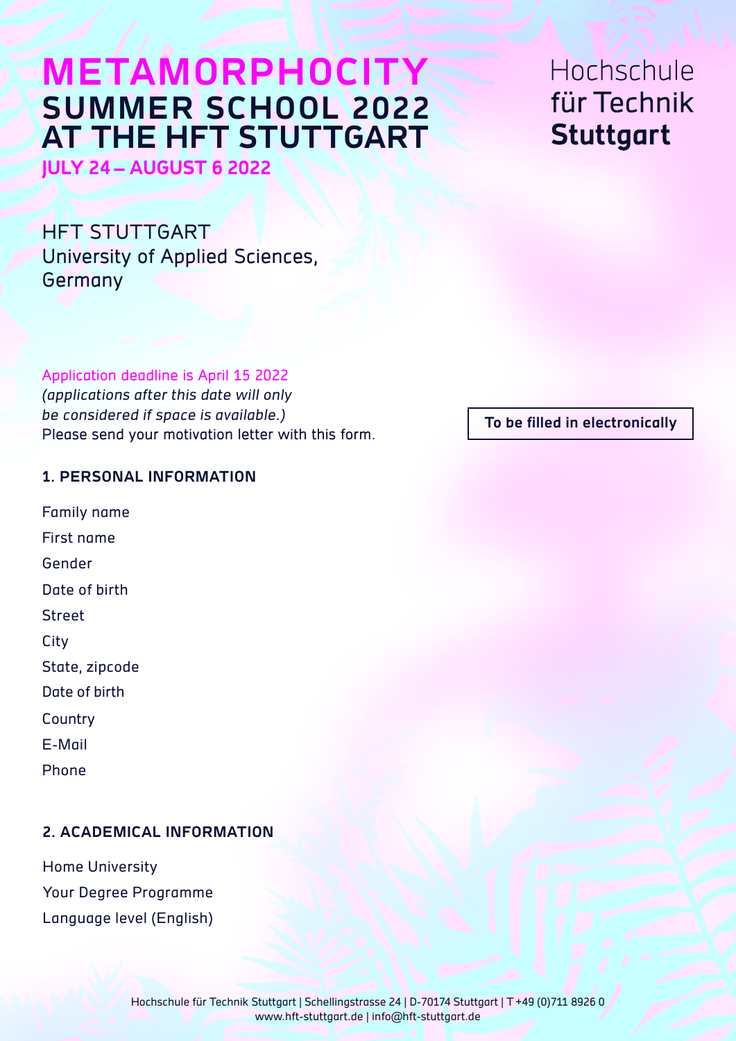# METAMORPHOCITY SUMMER SCHOOL 2022 AT THE HFT STUTTGART

**JULY 24 – AUGUST 6 2022**

Hochschule für Technik **Stuttgart**

HFT STUTTGART
University of Applied Sciences, Germany

Application deadline is April 15 2022
*(applications after this date will only be considered if space is available.)*
Please send your motivation letter with this form.

**To be filled in electronically**

## 1. PERSONAL INFORMATION

Family name

First name

Gender

Date of birth

Street

City

State, zipcode

Date of birth

Country

E-Mail

Phone

## 2. ACADEMICAL INFORMATION

Home University

Your Degree Programme

Language level (English)

Hochschule für Technik Stuttgart | Schellingstrasse 24 | D-70174 Stuttgart | T +49 (0)711 8926 0
www.hft-stuttgart.de | info@hft-stuttgart.de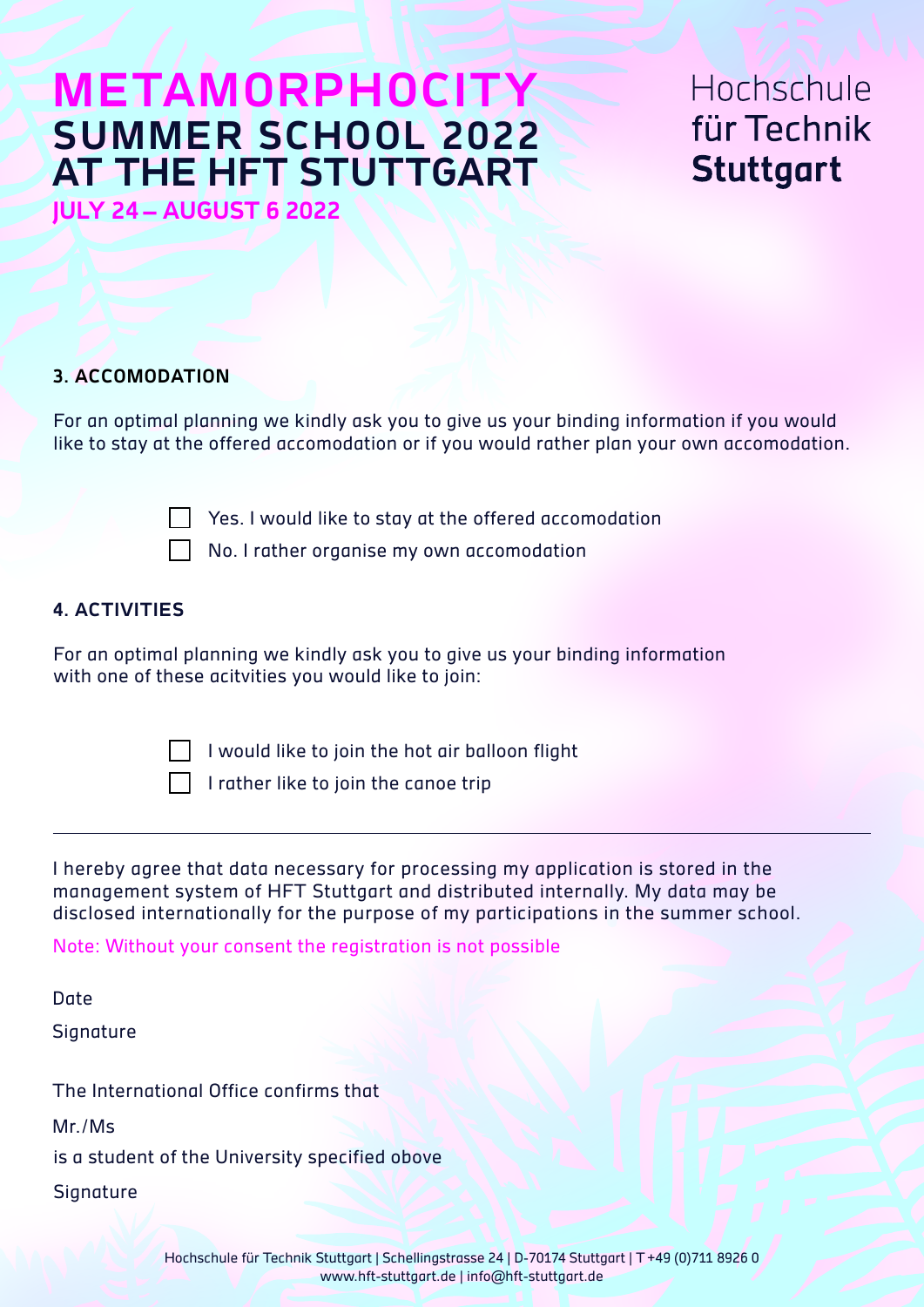# METAMORPHOCITY SUMMER SCHOOL 2022 AT THE HFT STUTTGART

**JULY 24 – AUGUST 6 2022**

Hochschule für Technik **Stuttgart**

### 3. ACCOMODATION

For an optimal planning we kindly ask you to give us your binding information if you would like to stay at the offered accomodation or if you would rather plan your own accomodation.

- [ ] Yes. I would like to stay at the offered accomodation
- [ ] No. I rather organise my own accomodation

### 4. ACTIVITIES

For an optimal planning we kindly ask you to give us your binding information with one of these acitvities you would like to join:

- [ ] I would like to join the hot air balloon flight
- [ ] I rather like to join the canoe trip

---

I hereby agree that data necessary for processing my application is stored in the management system of HFT Stuttgart and distributed internally. My data may be disclosed internationally for the purpose of my participations in the summer school.

Note: Without your consent the registration is not possible

Date

Signature

The International Office confirms that

Mr./Ms

is a student of the University specified obove

Signature

Hochschule für Technik Stuttgart | Schellingstrasse 24 | D-70174 Stuttgart | T +49 (0)711 8926 0
www.hft-stuttgart.de | info@hft-stuttgart.de